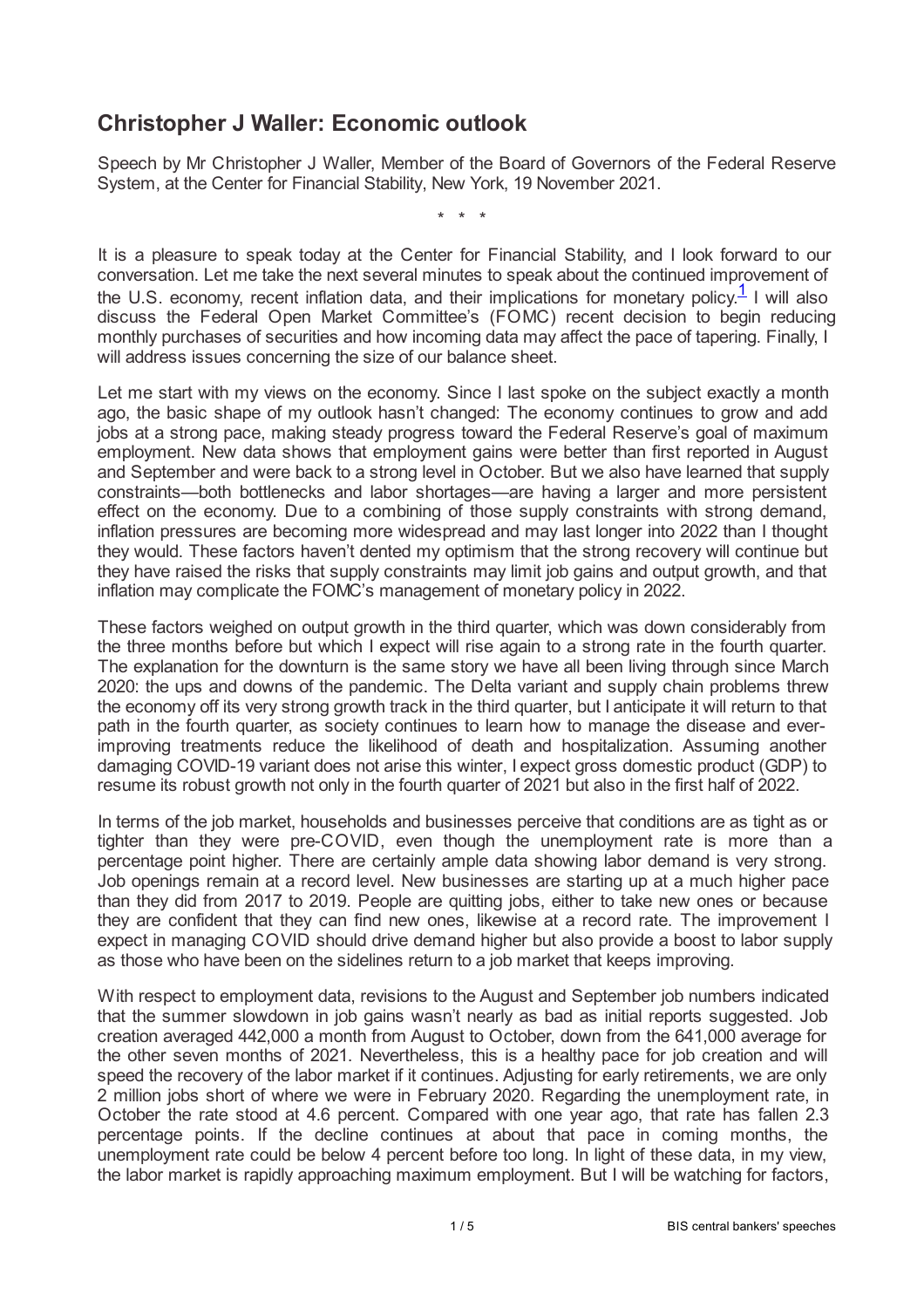# Christopher J Waller: Economic outlook

Speech by Mr Christopher J Waller, Member of the Board of Governors of the Federal Reserve System, at the Center for Financial Stability, New York, 19 November 2021.

\* \* \*

It is a pleasure to speak today at the Center for Financial Stability, and I look forward to our conversation. Let me take the next several minutes to speak about the continued improvement of the U.S. economy, recent inflation data, and their implications for monetary policy.[1] I will also discuss the Federal Open Market Committee's (FOMC) recent decision to begin reducing monthly purchases of securities and how incoming data may affect the pace of tapering. Finally, I will address issues concerning the size of our balance sheet.

Let me start with my views on the economy. Since I last spoke on the subject exactly a month ago, the basic shape of my outlook hasn't changed: The economy continues to grow and add jobs at a strong pace, making steady progress toward the Federal Reserve's goal of maximum employment. New data shows that employment gains were better than first reported in August and September and were back to a strong level in October. But we also have learned that supply constraints—both bottlenecks and labor shortages—are having a larger and more persistent effect on the economy. Due to a combining of those supply constraints with strong demand, inflation pressures are becoming more widespread and may last longer into 2022 than I thought they would. These factors haven't dented my optimism that the strong recovery will continue but they have raised the risks that supply constraints may limit job gains and output growth, and that inflation may complicate the FOMC's management of monetary policy in 2022.

These factors weighed on output growth in the third quarter, which was down considerably from the three months before but which I expect will rise again to a strong rate in the fourth quarter. The explanation for the downturn is the same story we have all been living through since March 2020: the ups and downs of the pandemic. The Delta variant and supply chain problems threw the economy off its very strong growth track in the third quarter, but I anticipate it will return to that path in the fourth quarter, as society continues to learn how to manage the disease and ever-improving treatments reduce the likelihood of death and hospitalization. Assuming another damaging COVID-19 variant does not arise this winter, I expect gross domestic product (GDP) to resume its robust growth not only in the fourth quarter of 2021 but also in the first half of 2022.

In terms of the job market, households and businesses perceive that conditions are as tight as or tighter than they were pre-COVID, even though the unemployment rate is more than a percentage point higher. There are certainly ample data showing labor demand is very strong. Job openings remain at a record level. New businesses are starting up at a much higher pace than they did from 2017 to 2019. People are quitting jobs, either to take new ones or because they are confident that they can find new ones, likewise at a record rate. The improvement I expect in managing COVID should drive demand higher but also provide a boost to labor supply as those who have been on the sidelines return to a job market that keeps improving.

With respect to employment data, revisions to the August and September job numbers indicated that the summer slowdown in job gains wasn't nearly as bad as initial reports suggested. Job creation averaged 442,000 a month from August to October, down from the 641,000 average for the other seven months of 2021. Nevertheless, this is a healthy pace for job creation and will speed the recovery of the labor market if it continues. Adjusting for early retirements, we are only 2 million jobs short of where we were in February 2020. Regarding the unemployment rate, in October the rate stood at 4.6 percent. Compared with one year ago, that rate has fallen 2.3 percentage points. If the decline continues at about that pace in coming months, the unemployment rate could be below 4 percent before too long. In light of these data, in my view, the labor market is rapidly approaching maximum employment. But I will be watching for factors,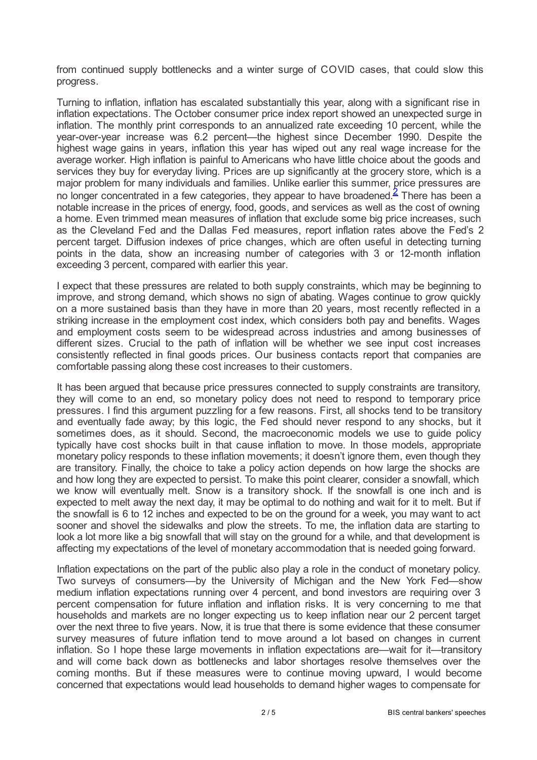from continued supply bottlenecks and a winter surge of COVID cases, that could slow this progress.

Turning to inflation, inflation has escalated substantially this year, along with a significant rise in inflation expectations. The October consumer price index report showed an unexpected surge in inflation. The monthly print corresponds to an annualized rate exceeding 10 percent, while the year-over-year increase was 6.2 percent—the highest since December 1990. Despite the highest wage gains in years, inflation this year has wiped out any real wage increase for the average worker. High inflation is painful to Americans who have little choice about the goods and services they buy for everyday living. Prices are up significantly at the grocery store, which is a major problem for many individuals and families. Unlike earlier this summer, price pressures are no longer concentrated in a few categories, they appear to have broadened.[2] There has been a notable increase in the prices of energy, food, goods, and services as well as the cost of owning a home. Even trimmed mean measures of inflation that exclude some big price increases, such as the Cleveland Fed and the Dallas Fed measures, report inflation rates above the Fed's 2 percent target. Diffusion indexes of price changes, which are often useful in detecting turning points in the data, show an increasing number of categories with 3 or 12-month inflation exceeding 3 percent, compared with earlier this year.

I expect that these pressures are related to both supply constraints, which may be beginning to improve, and strong demand, which shows no sign of abating. Wages continue to grow quickly on a more sustained basis than they have in more than 20 years, most recently reflected in a striking increase in the employment cost index, which considers both pay and benefits. Wages and employment costs seem to be widespread across industries and among businesses of different sizes. Crucial to the path of inflation will be whether we see input cost increases consistently reflected in final goods prices. Our business contacts report that companies are comfortable passing along these cost increases to their customers.

It has been argued that because price pressures connected to supply constraints are transitory, they will come to an end, so monetary policy does not need to respond to temporary price pressures. I find this argument puzzling for a few reasons. First, all shocks tend to be transitory and eventually fade away; by this logic, the Fed should never respond to any shocks, but it sometimes does, as it should. Second, the macroeconomic models we use to guide policy typically have cost shocks built in that cause inflation to move. In those models, appropriate monetary policy responds to these inflation movements; it doesn't ignore them, even though they are transitory. Finally, the choice to take a policy action depends on how large the shocks are and how long they are expected to persist. To make this point clearer, consider a snowfall, which we know will eventually melt. Snow is a transitory shock. If the snowfall is one inch and is expected to melt away the next day, it may be optimal to do nothing and wait for it to melt. But if the snowfall is 6 to 12 inches and expected to be on the ground for a week, you may want to act sooner and shovel the sidewalks and plow the streets. To me, the inflation data are starting to look a lot more like a big snowfall that will stay on the ground for a while, and that development is affecting my expectations of the level of monetary accommodation that is needed going forward.

Inflation expectations on the part of the public also play a role in the conduct of monetary policy. Two surveys of consumers—by the University of Michigan and the New York Fed—show medium inflation expectations running over 4 percent, and bond investors are requiring over 3 percent compensation for future inflation and inflation risks. It is very concerning to me that households and markets are no longer expecting us to keep inflation near our 2 percent target over the next three to five years. Now, it is true that there is some evidence that these consumer survey measures of future inflation tend to move around a lot based on changes in current inflation. So I hope these large movements in inflation expectations are—wait for it—transitory and will come back down as bottlenecks and labor shortages resolve themselves over the coming months. But if these measures were to continue moving upward, I would become concerned that expectations would lead households to demand higher wages to compensate for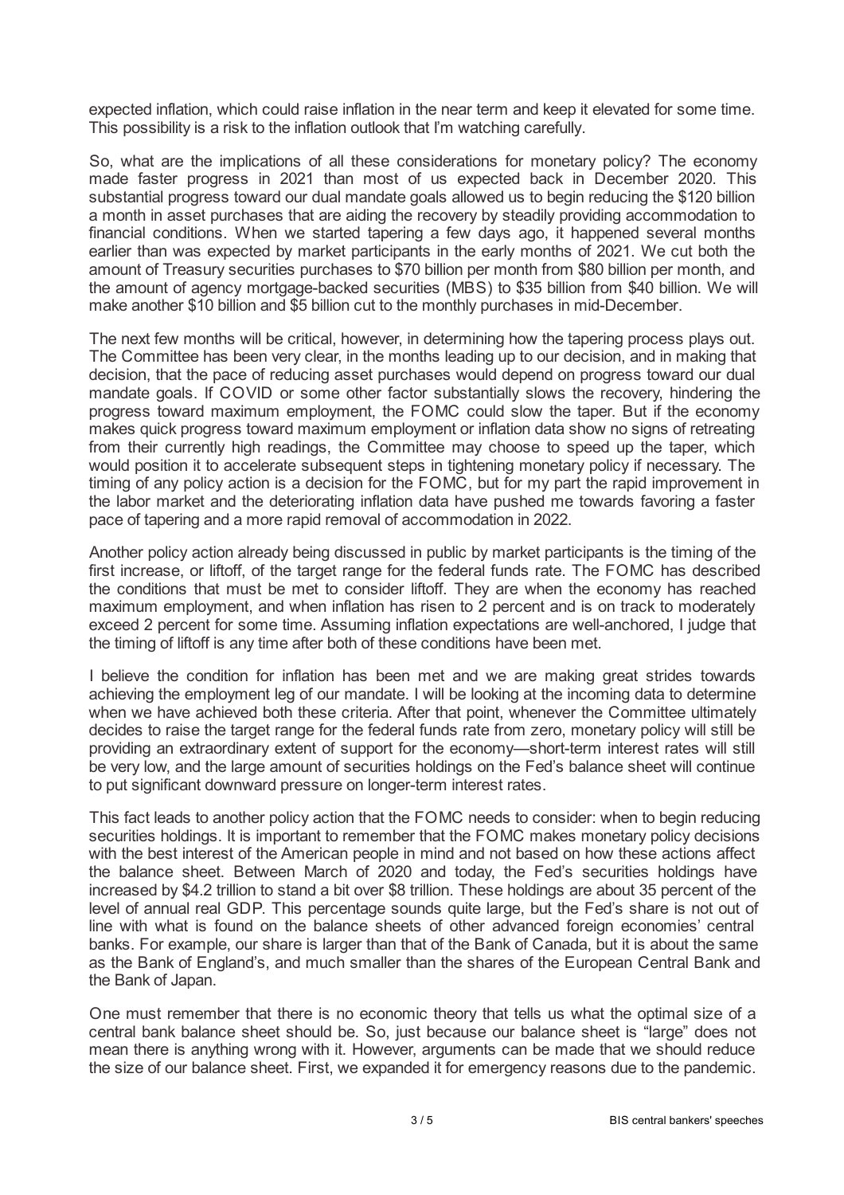expected inflation, which could raise inflation in the near term and keep it elevated for some time. This possibility is a risk to the inflation outlook that I'm watching carefully.

So, what are the implications of all these considerations for monetary policy? The economy made faster progress in 2021 than most of us expected back in December 2020. This substantial progress toward our dual mandate goals allowed us to begin reducing the $120 billion a month in asset purchases that are aiding the recovery by steadily providing accommodation to financial conditions. When we started tapering a few days ago, it happened several months earlier than was expected by market participants in the early months of 2021. We cut both the amount of Treasury securities purchases to $70 billion per month from $80 billion per month, and the amount of agency mortgage-backed securities (MBS) to $35 billion from $40 billion. We will make another $10 billion and $5 billion cut to the monthly purchases in mid-December.

The next few months will be critical, however, in determining how the tapering process plays out. The Committee has been very clear, in the months leading up to our decision, and in making that decision, that the pace of reducing asset purchases would depend on progress toward our dual mandate goals. If COVID or some other factor substantially slows the recovery, hindering the progress toward maximum employment, the FOMC could slow the taper. But if the economy makes quick progress toward maximum employment or inflation data show no signs of retreating from their currently high readings, the Committee may choose to speed up the taper, which would position it to accelerate subsequent steps in tightening monetary policy if necessary. The timing of any policy action is a decision for the FOMC, but for my part the rapid improvement in the labor market and the deteriorating inflation data have pushed me towards favoring a faster pace of tapering and a more rapid removal of accommodation in 2022.

Another policy action already being discussed in public by market participants is the timing of the first increase, or liftoff, of the target range for the federal funds rate. The FOMC has described the conditions that must be met to consider liftoff. They are when the economy has reached maximum employment, and when inflation has risen to 2 percent and is on track to moderately exceed 2 percent for some time. Assuming inflation expectations are well-anchored, I judge that the timing of liftoff is any time after both of these conditions have been met.

I believe the condition for inflation has been met and we are making great strides towards achieving the employment leg of our mandate. I will be looking at the incoming data to determine when we have achieved both these criteria. After that point, whenever the Committee ultimately decides to raise the target range for the federal funds rate from zero, monetary policy will still be providing an extraordinary extent of support for the economy—short-term interest rates will still be very low, and the large amount of securities holdings on the Fed's balance sheet will continue to put significant downward pressure on longer-term interest rates.

This fact leads to another policy action that the FOMC needs to consider: when to begin reducing securities holdings. It is important to remember that the FOMC makes monetary policy decisions with the best interest of the American people in mind and not based on how these actions affect the balance sheet. Between March of 2020 and today, the Fed's securities holdings have increased by $4.2 trillion to stand a bit over $8 trillion. These holdings are about 35 percent of the level of annual real GDP. This percentage sounds quite large, but the Fed's share is not out of line with what is found on the balance sheets of other advanced foreign economies' central banks. For example, our share is larger than that of the Bank of Canada, but it is about the same as the Bank of England's, and much smaller than the shares of the European Central Bank and the Bank of Japan.

One must remember that there is no economic theory that tells us what the optimal size of a central bank balance sheet should be. So, just because our balance sheet is "large" does not mean there is anything wrong with it. However, arguments can be made that we should reduce the size of our balance sheet. First, we expanded it for emergency reasons due to the pandemic.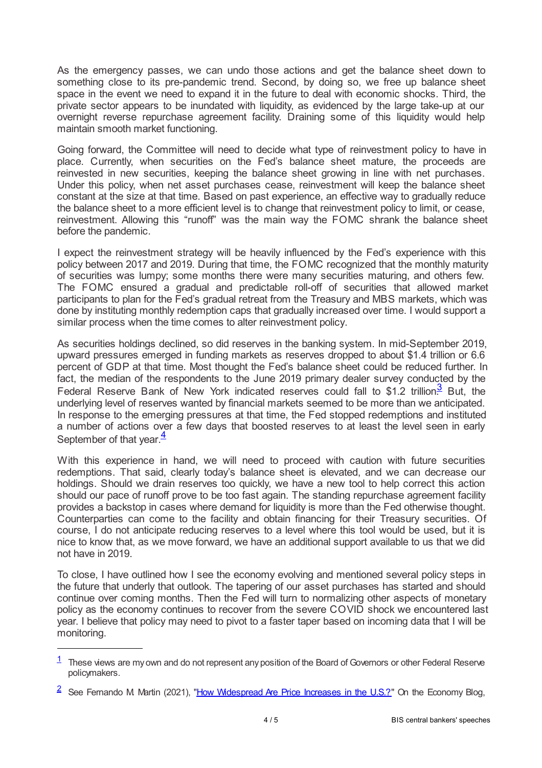As the emergency passes, we can undo those actions and get the balance sheet down to something close to its pre-pandemic trend. Second, by doing so, we free up balance sheet space in the event we need to expand it in the future to deal with economic shocks. Third, the private sector appears to be inundated with liquidity, as evidenced by the large take-up at our overnight reverse repurchase agreement facility. Draining some of this liquidity would help maintain smooth market functioning.

Going forward, the Committee will need to decide what type of reinvestment policy to have in place. Currently, when securities on the Fed's balance sheet mature, the proceeds are reinvested in new securities, keeping the balance sheet growing in line with net purchases. Under this policy, when net asset purchases cease, reinvestment will keep the balance sheet constant at the size at that time. Based on past experience, an effective way to gradually reduce the balance sheet to a more efficient level is to change that reinvestment policy to limit, or cease, reinvestment. Allowing this "runoff" was the main way the FOMC shrank the balance sheet before the pandemic.

I expect the reinvestment strategy will be heavily influenced by the Fed's experience with this policy between 2017 and 2019. During that time, the FOMC recognized that the monthly maturity of securities was lumpy; some months there were many securities maturing, and others few. The FOMC ensured a gradual and predictable roll-off of securities that allowed market participants to plan for the Fed's gradual retreat from the Treasury and MBS markets, which was done by instituting monthly redemption caps that gradually increased over time. I would support a similar process when the time comes to alter reinvestment policy.

As securities holdings declined, so did reserves in the banking system. In mid-September 2019, upward pressures emerged in funding markets as reserves dropped to about $1.4 trillion or 6.6 percent of GDP at that time. Most thought the Fed's balance sheet could be reduced further. In fact, the median of the respondents to the June 2019 primary dealer survey conducted by the Federal Reserve Bank of New York indicated reserves could fall to $1.2 trillion.[3] But, the underlying level of reserves wanted by financial markets seemed to be more than we anticipated. In response to the emerging pressures at that time, the Fed stopped redemptions and instituted a number of actions over a few days that boosted reserves to at least the level seen in early September of that year.[4]

With this experience in hand, we will need to proceed with caution with future securities redemptions. That said, clearly today's balance sheet is elevated, and we can decrease our holdings. Should we drain reserves too quickly, we have a new tool to help correct this action should our pace of runoff prove to be too fast again. The standing repurchase agreement facility provides a backstop in cases where demand for liquidity is more than the Fed otherwise thought. Counterparties can come to the facility and obtain financing for their Treasury securities. Of course, I do not anticipate reducing reserves to a level where this tool would be used, but it is nice to know that, as we move forward, we have an additional support available to us that we did not have in 2019.

To close, I have outlined how I see the economy evolving and mentioned several policy steps in the future that underly that outlook. The tapering of our asset purchases has started and should continue over coming months. Then the Fed will turn to normalizing other aspects of monetary policy as the economy continues to recover from the severe COVID shock we encountered last year. I believe that policy may need to pivot to a faster taper based on incoming data that I will be monitoring.

---

[1] These views are my own and do not represent any position of the Board of Governors or other Federal Reserve policymakers.

[2] See Fernando M. Martin (2021), "How Widespread Are Price Increases in the U.S.?" On the Economy Blog,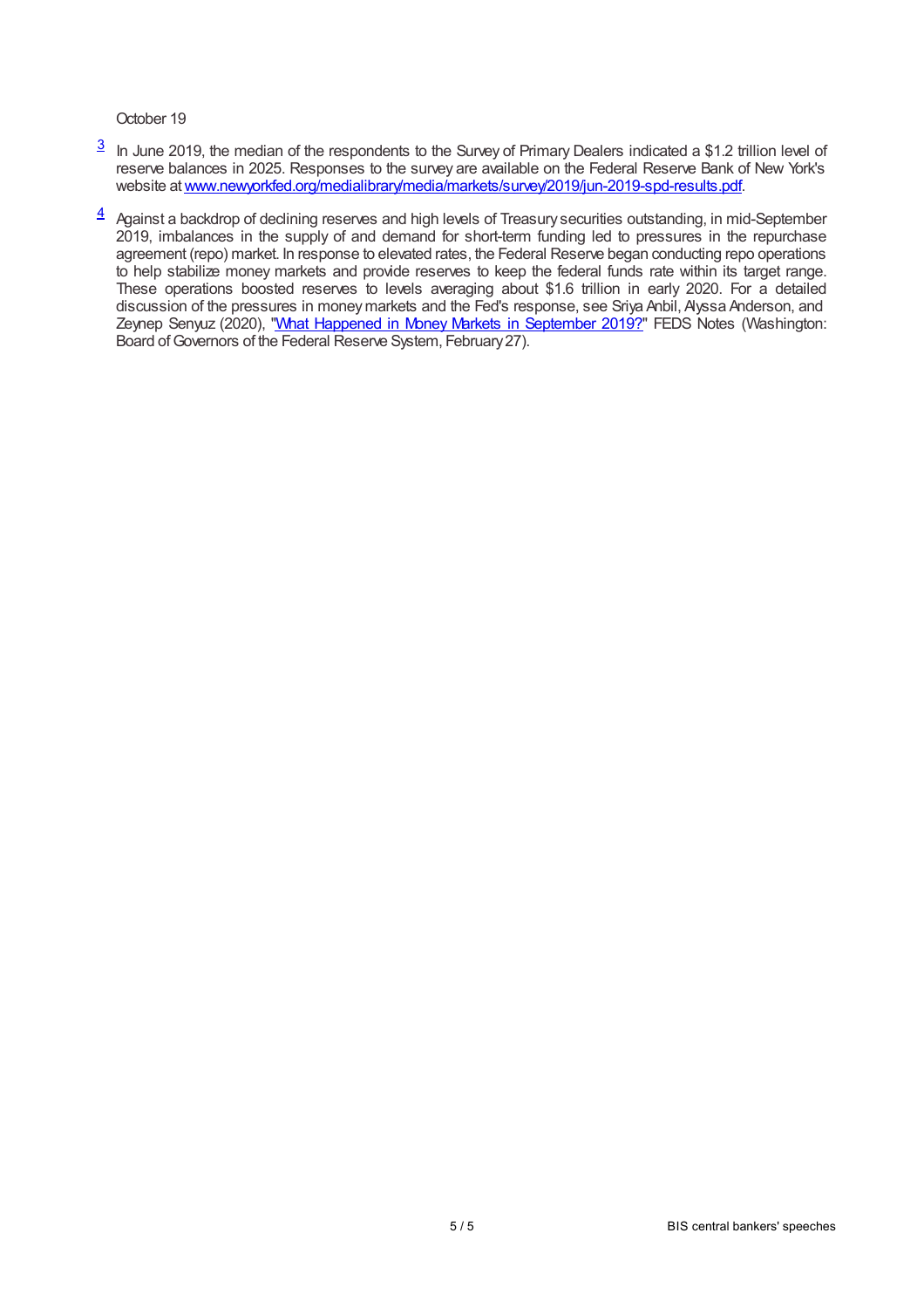October 19

[3] In June 2019, the median of the respondents to the Survey of Primary Dealers indicated a $1.2 trillion level of reserve balances in 2025. Responses to the survey are available on the Federal Reserve Bank of New York's website at [www.newyorkfed.org/medialibrary/media/markets/survey/2019/jun-2019-spd-results.pdf](www.newyorkfed.org/medialibrary/media/markets/survey/2019/jun-2019-spd-results.pdf).

[4] Against a backdrop of declining reserves and high levels of Treasury securities outstanding, in mid-September 2019, imbalances in the supply of and demand for short-term funding led to pressures in the repurchase agreement (repo) market. In response to elevated rates, the Federal Reserve began conducting repo operations to help stabilize money markets and provide reserves to keep the federal funds rate within its target range. These operations boosted reserves to levels averaging about $1.6 trillion in early 2020. For a detailed discussion of the pressures in money markets and the Fed's response, see Sriya Anbil, Alyssa Anderson, and Zeynep Senyuz (2020), "What Happened in Money Markets in September 2019?" FEDS Notes (Washington: Board of Governors of the Federal Reserve System, February 27).